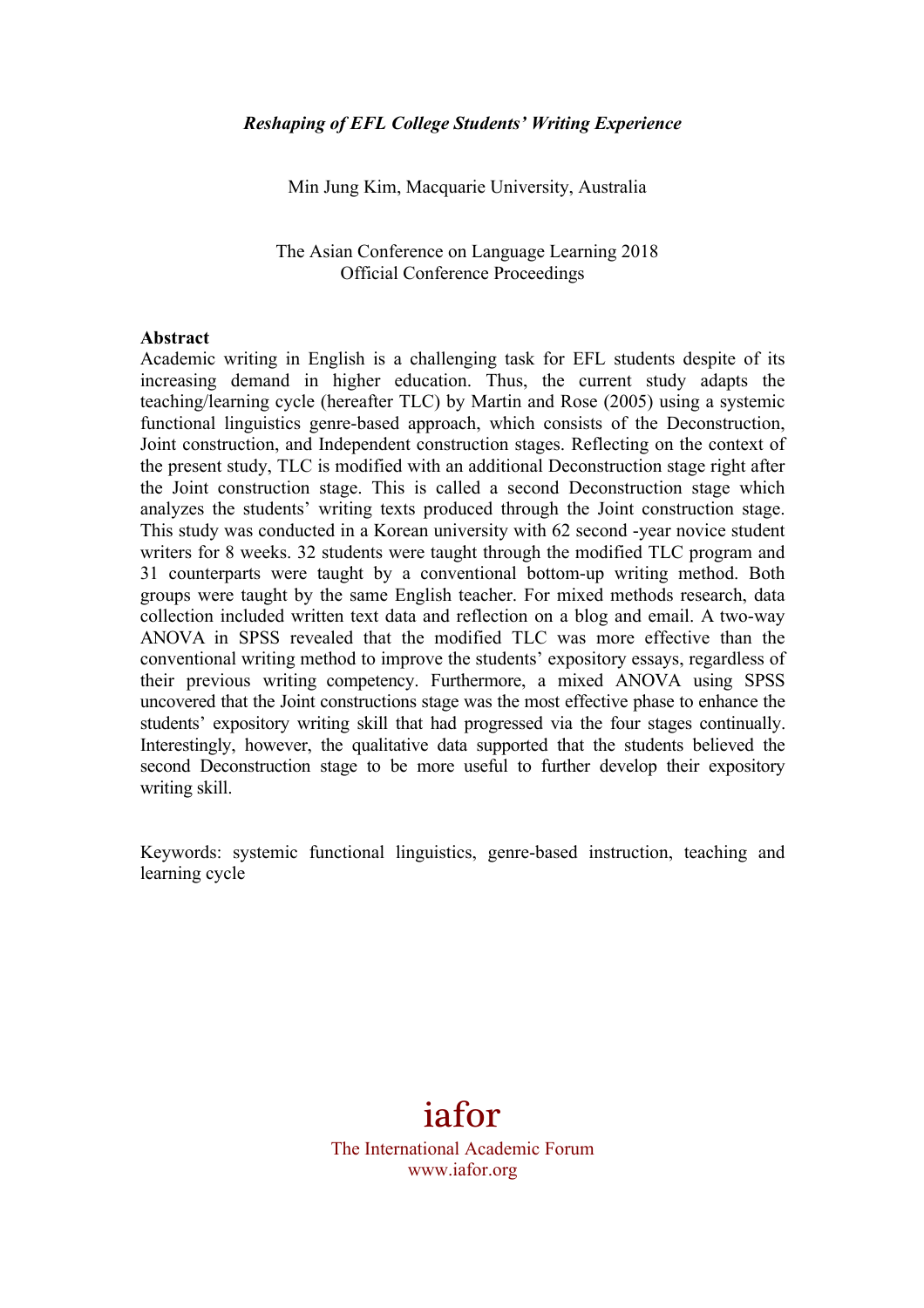*Reshaping of EFL College Students' Writing Experience*

Min Jung Kim, Macquarie University, Australia

The Asian Conference on Language Learning 2018
Official Conference Proceedings

**Abstract**

Academic writing in English is a challenging task for EFL students despite of its increasing demand in higher education. Thus, the current study adapts the teaching/learning cycle (hereafter TLC) by Martin and Rose (2005) using a systemic functional linguistics genre-based approach, which consists of the Deconstruction, Joint construction, and Independent construction stages. Reflecting on the context of the present study, TLC is modified with an additional Deconstruction stage right after the Joint construction stage. This is called a second Deconstruction stage which analyzes the students' writing texts produced through the Joint construction stage. This study was conducted in a Korean university with 62 second -year novice student writers for 8 weeks. 32 students were taught through the modified TLC program and 31 counterparts were taught by a conventional bottom-up writing method. Both groups were taught by the same English teacher. For mixed methods research, data collection included written text data and reflection on a blog and email. A two-way ANOVA in SPSS revealed that the modified TLC was more effective than the conventional writing method to improve the students' expository essays, regardless of their previous writing competency. Furthermore, a mixed ANOVA using SPSS uncovered that the Joint constructions stage was the most effective phase to enhance the students' expository writing skill that had progressed via the four stages continually. Interestingly, however, the qualitative data supported that the students believed the second Deconstruction stage to be more useful to further develop their expository writing skill.

Keywords: systemic functional linguistics, genre-based instruction, teaching and learning cycle

iafor

The International Academic Forum
www.iafor.org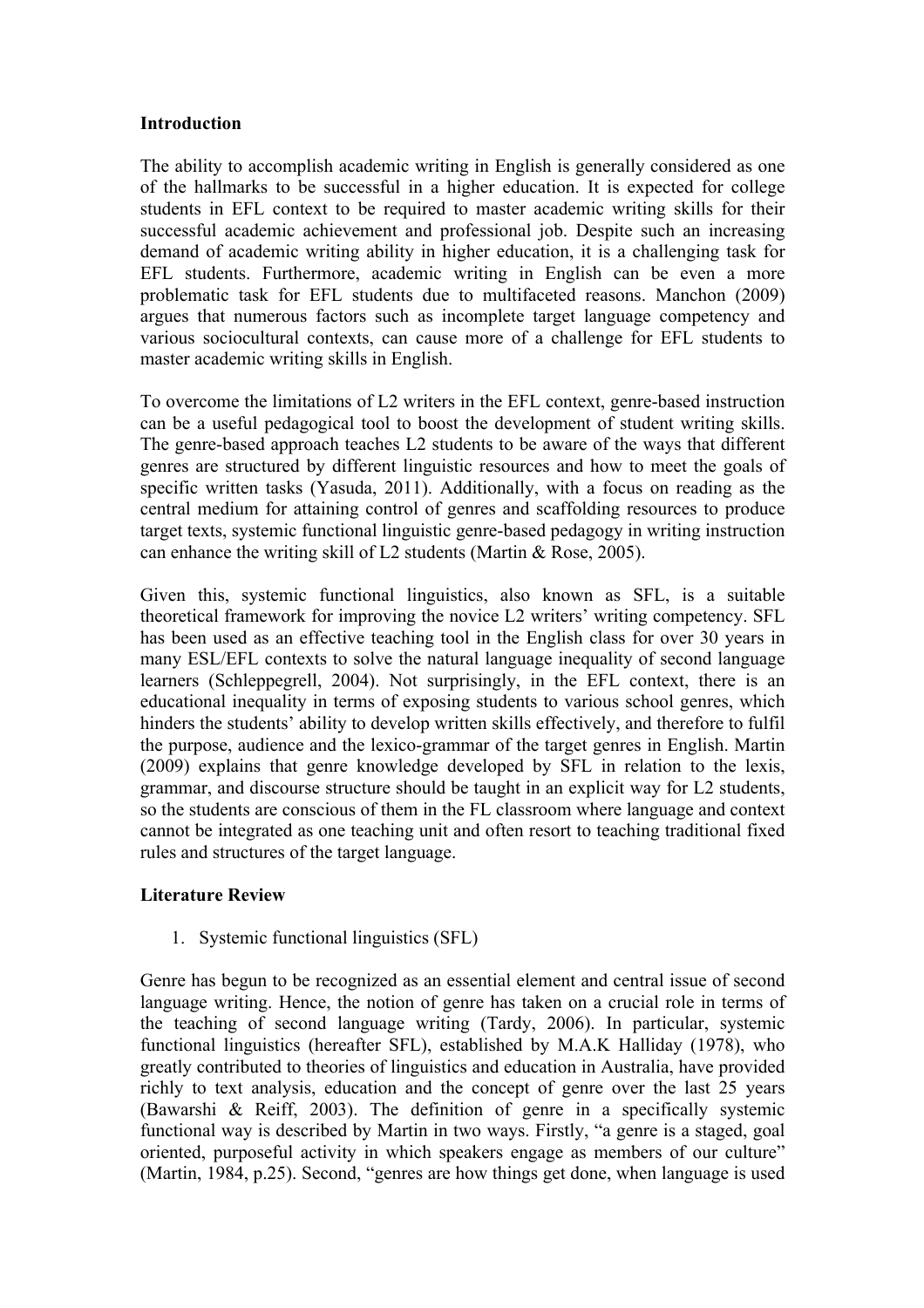**Introduction**

The ability to accomplish academic writing in English is generally considered as one of the hallmarks to be successful in a higher education. It is expected for college students in EFL context to be required to master academic writing skills for their successful academic achievement and professional job. Despite such an increasing demand of academic writing ability in higher education, it is a challenging task for EFL students. Furthermore, academic writing in English can be even a more problematic task for EFL students due to multifaceted reasons. Manchon (2009) argues that numerous factors such as incomplete target language competency and various sociocultural contexts, can cause more of a challenge for EFL students to master academic writing skills in English.

To overcome the limitations of L2 writers in the EFL context, genre-based instruction can be a useful pedagogical tool to boost the development of student writing skills. The genre-based approach teaches L2 students to be aware of the ways that different genres are structured by different linguistic resources and how to meet the goals of specific written tasks (Yasuda, 2011). Additionally, with a focus on reading as the central medium for attaining control of genres and scaffolding resources to produce target texts, systemic functional linguistic genre-based pedagogy in writing instruction can enhance the writing skill of L2 students (Martin & Rose, 2005).

Given this, systemic functional linguistics, also known as SFL, is a suitable theoretical framework for improving the novice L2 writers' writing competency. SFL has been used as an effective teaching tool in the English class for over 30 years in many ESL/EFL contexts to solve the natural language inequality of second language learners (Schleppegrell, 2004). Not surprisingly, in the EFL context, there is an educational inequality in terms of exposing students to various school genres, which hinders the students' ability to develop written skills effectively, and therefore to fulfil the purpose, audience and the lexico-grammar of the target genres in English. Martin (2009) explains that genre knowledge developed by SFL in relation to the lexis, grammar, and discourse structure should be taught in an explicit way for L2 students, so the students are conscious of them in the FL classroom where language and context cannot be integrated as one teaching unit and often resort to teaching traditional fixed rules and structures of the target language.

**Literature Review**

1. Systemic functional linguistics (SFL)

Genre has begun to be recognized as an essential element and central issue of second language writing. Hence, the notion of genre has taken on a crucial role in terms of the teaching of second language writing (Tardy, 2006). In particular, systemic functional linguistics (hereafter SFL), established by M.A.K Halliday (1978), who greatly contributed to theories of linguistics and education in Australia, have provided richly to text analysis, education and the concept of genre over the last 25 years (Bawarshi & Reiff, 2003). The definition of genre in a specifically systemic functional way is described by Martin in two ways. Firstly, "a genre is a staged, goal oriented, purposeful activity in which speakers engage as members of our culture" (Martin, 1984, p.25). Second, "genres are how things get done, when language is used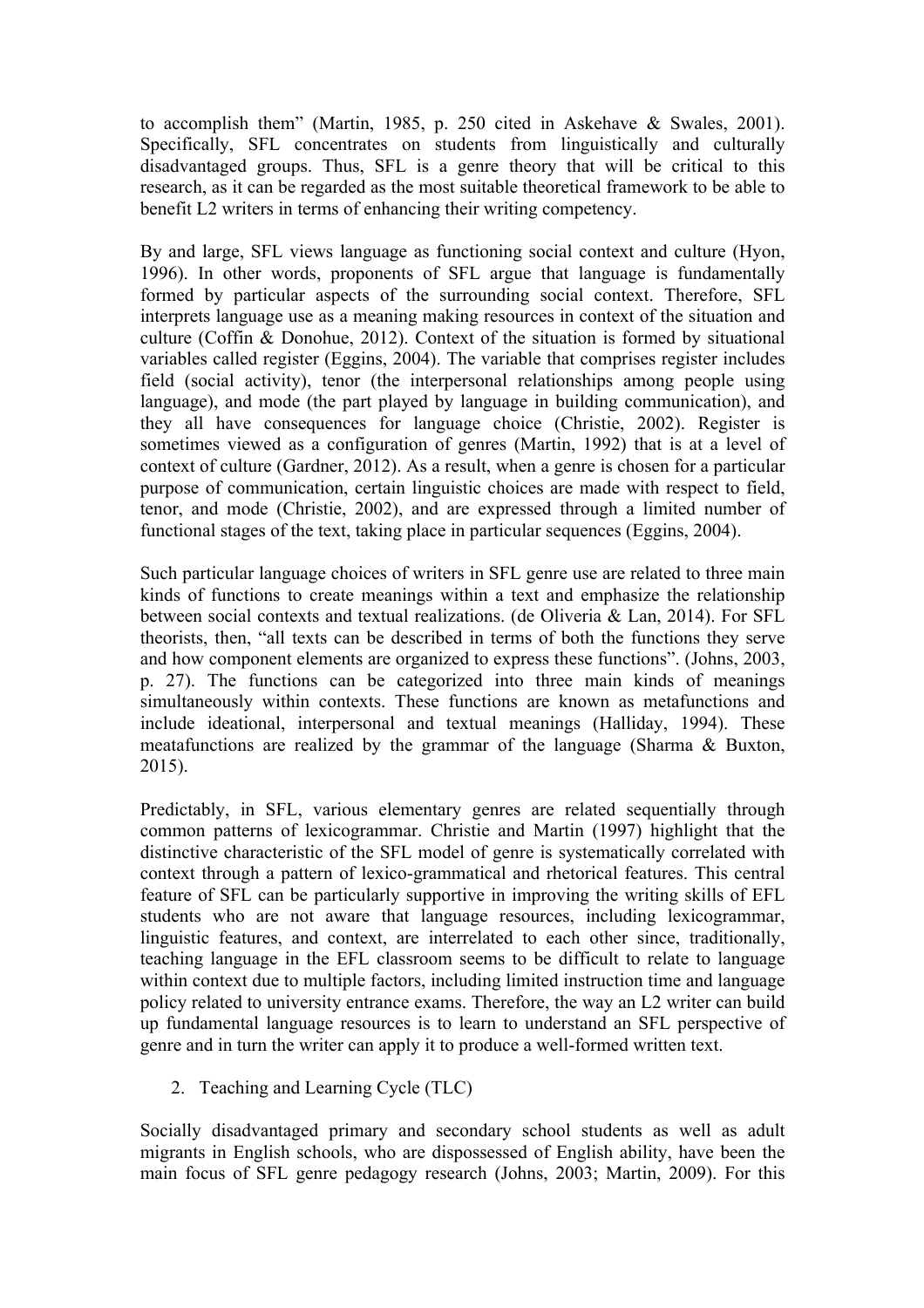to accomplish them" (Martin, 1985, p. 250 cited in Askehave & Swales, 2001). Specifically, SFL concentrates on students from linguistically and culturally disadvantaged groups. Thus, SFL is a genre theory that will be critical to this research, as it can be regarded as the most suitable theoretical framework to be able to benefit L2 writers in terms of enhancing their writing competency.

By and large, SFL views language as functioning social context and culture (Hyon, 1996). In other words, proponents of SFL argue that language is fundamentally formed by particular aspects of the surrounding social context. Therefore, SFL interprets language use as a meaning making resources in context of the situation and culture (Coffin & Donohue, 2012). Context of the situation is formed by situational variables called register (Eggins, 2004). The variable that comprises register includes field (social activity), tenor (the interpersonal relationships among people using language), and mode (the part played by language in building communication), and they all have consequences for language choice (Christie, 2002). Register is sometimes viewed as a configuration of genres (Martin, 1992) that is at a level of context of culture (Gardner, 2012). As a result, when a genre is chosen for a particular purpose of communication, certain linguistic choices are made with respect to field, tenor, and mode (Christie, 2002), and are expressed through a limited number of functional stages of the text, taking place in particular sequences (Eggins, 2004).

Such particular language choices of writers in SFL genre use are related to three main kinds of functions to create meanings within a text and emphasize the relationship between social contexts and textual realizations. (de Oliveria & Lan, 2014). For SFL theorists, then, "all texts can be described in terms of both the functions they serve and how component elements are organized to express these functions". (Johns, 2003, p. 27). The functions can be categorized into three main kinds of meanings simultaneously within contexts. These functions are known as metafunctions and include ideational, interpersonal and textual meanings (Halliday, 1994). These meatafunctions are realized by the grammar of the language (Sharma & Buxton, 2015).

Predictably, in SFL, various elementary genres are related sequentially through common patterns of lexicogrammar. Christie and Martin (1997) highlight that the distinctive characteristic of the SFL model of genre is systematically correlated with context through a pattern of lexico-grammatical and rhetorical features. This central feature of SFL can be particularly supportive in improving the writing skills of EFL students who are not aware that language resources, including lexicogrammar, linguistic features, and context, are interrelated to each other since, traditionally, teaching language in the EFL classroom seems to be difficult to relate to language within context due to multiple factors, including limited instruction time and language policy related to university entrance exams. Therefore, the way an L2 writer can build up fundamental language resources is to learn to understand an SFL perspective of genre and in turn the writer can apply it to produce a well-formed written text.

2. Teaching and Learning Cycle (TLC)

Socially disadvantaged primary and secondary school students as well as adult migrants in English schools, who are dispossessed of English ability, have been the main focus of SFL genre pedagogy research (Johns, 2003; Martin, 2009). For this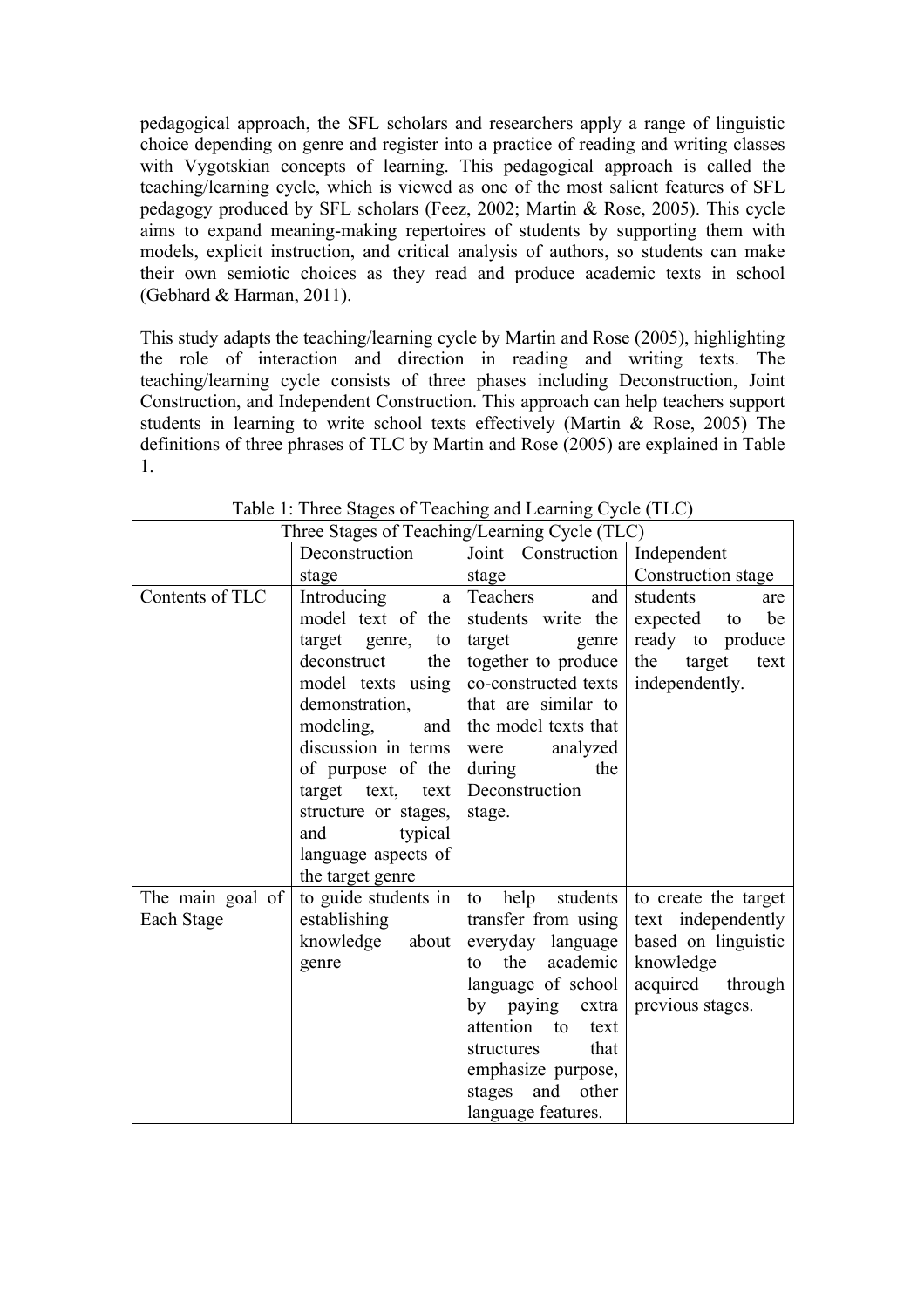pedagogical approach, the SFL scholars and researchers apply a range of linguistic choice depending on genre and register into a practice of reading and writing classes with Vygotskian concepts of learning. This pedagogical approach is called the teaching/learning cycle, which is viewed as one of the most salient features of SFL pedagogy produced by SFL scholars (Feez, 2002; Martin & Rose, 2005). This cycle aims to expand meaning-making repertoires of students by supporting them with models, explicit instruction, and critical analysis of authors, so students can make their own semiotic choices as they read and produce academic texts in school (Gebhard & Harman, 2011).

This study adapts the teaching/learning cycle by Martin and Rose (2005), highlighting the role of interaction and direction in reading and writing texts. The teaching/learning cycle consists of three phases including Deconstruction, Joint Construction, and Independent Construction. This approach can help teachers support students in learning to write school texts effectively (Martin & Rose, 2005) The definitions of three phrases of TLC by Martin and Rose (2005) are explained in Table 1.

Table 1: Three Stages of Teaching and Learning Cycle (TLC)

| Three Stages of Teaching/Learning Cycle (TLC) | | | |
|---|---|---|---|
| | Deconstruction stage | Joint Construction stage | Independent Construction stage |
| Contents of TLC | Introducing a model text of the target genre, to deconstruct the model texts using demonstration, modeling, and discussion in terms of purpose of the target text, text structure or stages, and typical language aspects of the target genre | Teachers and students write the target genre together to produce co-constructed texts that are similar to the model texts that were analyzed during the Deconstruction stage. | students are expected to be ready to produce the target text independently. |
| The main goal of Each Stage | to guide students in establishing knowledge about genre | to help students transfer from using everyday language to the academic language of school by paying extra attention to text structures that emphasize purpose, stages and other language features. | to create the target text independently based on linguistic knowledge acquired through previous stages. |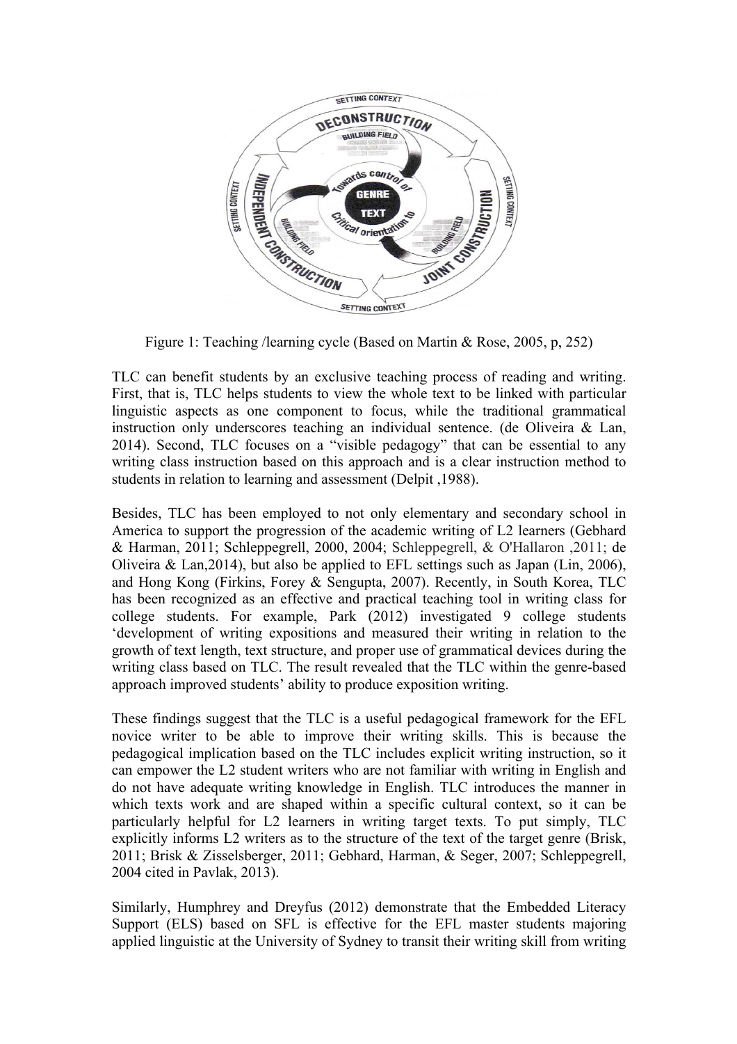Figure 1: Teaching /learning cycle (Based on Martin & Rose, 2005, p, 252)

TLC can benefit students by an exclusive teaching process of reading and writing. First, that is, TLC helps students to view the whole text to be linked with particular linguistic aspects as one component to focus, while the traditional grammatical instruction only underscores teaching an individual sentence. (de Oliveira & Lan, 2014). Second, TLC focuses on a "visible pedagogy" that can be essential to any writing class instruction based on this approach and is a clear instruction method to students in relation to learning and assessment (Delpit ,1988).

Besides, TLC has been employed to not only elementary and secondary school in America to support the progression of the academic writing of L2 learners (Gebhard & Harman, 2011; Schleppegrell, 2000, 2004; Schleppegrell, & O'Hallaron ,2011; de Oliveira & Lan,2014), but also be applied to EFL settings such as Japan (Lin, 2006), and Hong Kong (Firkins, Forey & Sengupta, 2007). Recently, in South Korea, TLC has been recognized as an effective and practical teaching tool in writing class for college students. For example, Park (2012) investigated 9 college students 'development of writing expositions and measured their writing in relation to the growth of text length, text structure, and proper use of grammatical devices during the writing class based on TLC. The result revealed that the TLC within the genre-based approach improved students' ability to produce exposition writing.

These findings suggest that the TLC is a useful pedagogical framework for the EFL novice writer to be able to improve their writing skills. This is because the pedagogical implication based on the TLC includes explicit writing instruction, so it can empower the L2 student writers who are not familiar with writing in English and do not have adequate writing knowledge in English. TLC introduces the manner in which texts work and are shaped within a specific cultural context, so it can be particularly helpful for L2 learners in writing target texts. To put simply, TLC explicitly informs L2 writers as to the structure of the text of the target genre (Brisk, 2011; Brisk & Zisselsberger, 2011; Gebhard, Harman, & Seger, 2007; Schleppegrell, 2004 cited in Pavlak, 2013).

Similarly, Humphrey and Dreyfus (2012) demonstrate that the Embedded Literacy Support (ELS) based on SFL is effective for the EFL master students majoring applied linguistic at the University of Sydney to transit their writing skill from writing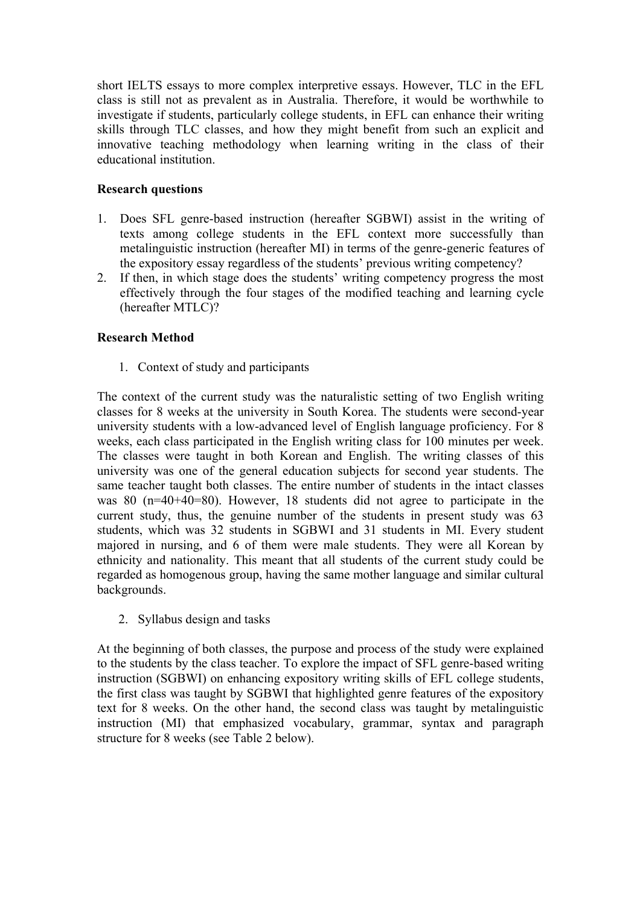short IELTS essays to more complex interpretive essays. However, TLC in the EFL class is still not as prevalent as in Australia. Therefore, it would be worthwhile to investigate if students, particularly college students, in EFL can enhance their writing skills through TLC classes, and how they might benefit from such an explicit and innovative teaching methodology when learning writing in the class of their educational institution.

**Research questions**

1. Does SFL genre-based instruction (hereafter SGBWI) assist in the writing of texts among college students in the EFL context more successfully than metalinguistic instruction (hereafter MI) in terms of the genre-generic features of the expository essay regardless of the students' previous writing competency?
2. If then, in which stage does the students' writing competency progress the most effectively through the four stages of the modified teaching and learning cycle (hereafter MTLC)?

**Research Method**

1. Context of study and participants

The context of the current study was the naturalistic setting of two English writing classes for 8 weeks at the university in South Korea. The students were second-year university students with a low-advanced level of English language proficiency. For 8 weeks, each class participated in the English writing class for 100 minutes per week. The classes were taught in both Korean and English. The writing classes of this university was one of the general education subjects for second year students. The same teacher taught both classes. The entire number of students in the intact classes was 80 (n=40+40=80). However, 18 students did not agree to participate in the current study, thus, the genuine number of the students in present study was 63 students, which was 32 students in SGBWI and 31 students in MI. Every student majored in nursing, and 6 of them were male students. They were all Korean by ethnicity and nationality. This meant that all students of the current study could be regarded as homogenous group, having the same mother language and similar cultural backgrounds.

2. Syllabus design and tasks

At the beginning of both classes, the purpose and process of the study were explained to the students by the class teacher. To explore the impact of SFL genre-based writing instruction (SGBWI) on enhancing expository writing skills of EFL college students, the first class was taught by SGBWI that highlighted genre features of the expository text for 8 weeks. On the other hand, the second class was taught by metalinguistic instruction (MI) that emphasized vocabulary, grammar, syntax and paragraph structure for 8 weeks (see Table 2 below).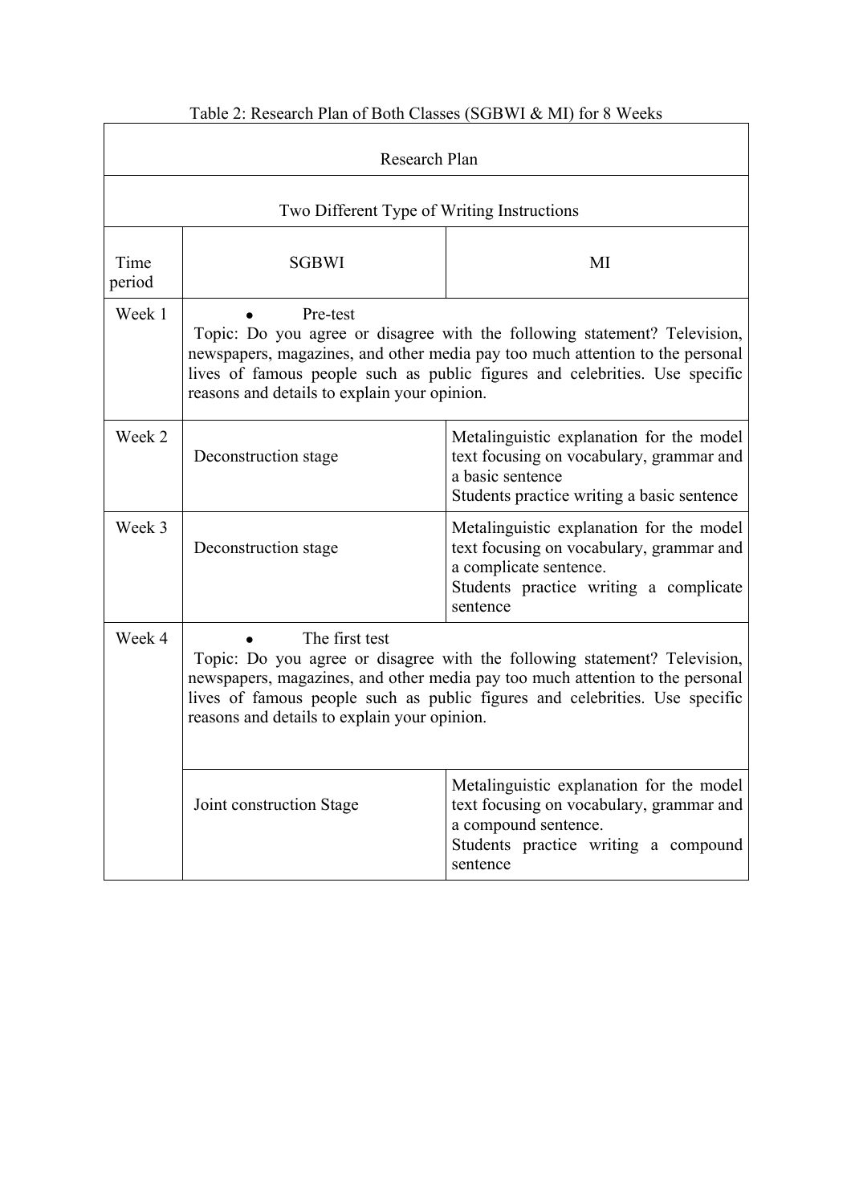Table 2: Research Plan of Both Classes (SGBWI & MI) for 8 Weeks

| Research Plan | | |
|---|---|---|
| Two Different Type of Writing Instructions | | |
| Time period | SGBWI | MI |
| Week 1 | • Pre-test<br>Topic: Do you agree or disagree with the following statement? Television, newspapers, magazines, and other media pay too much attention to the personal lives of famous people such as public figures and celebrities. Use specific reasons and details to explain your opinion. | |
| Week 2 | Deconstruction stage | Metalinguistic explanation for the model text focusing on vocabulary, grammar and a basic sentence<br>Students practice writing a basic sentence |
| Week 3 | Deconstruction stage | Metalinguistic explanation for the model text focusing on vocabulary, grammar and a complicate sentence.<br>Students practice writing a complicate sentence |
| Week 4 | • The first test<br>Topic: Do you agree or disagree with the following statement? Television, newspapers, magazines, and other media pay too much attention to the personal lives of famous people such as public figures and celebrities. Use specific reasons and details to explain your opinion. | |
| | Joint construction Stage | Metalinguistic explanation for the model text focusing on vocabulary, grammar and a compound sentence.<br>Students practice writing a compound sentence |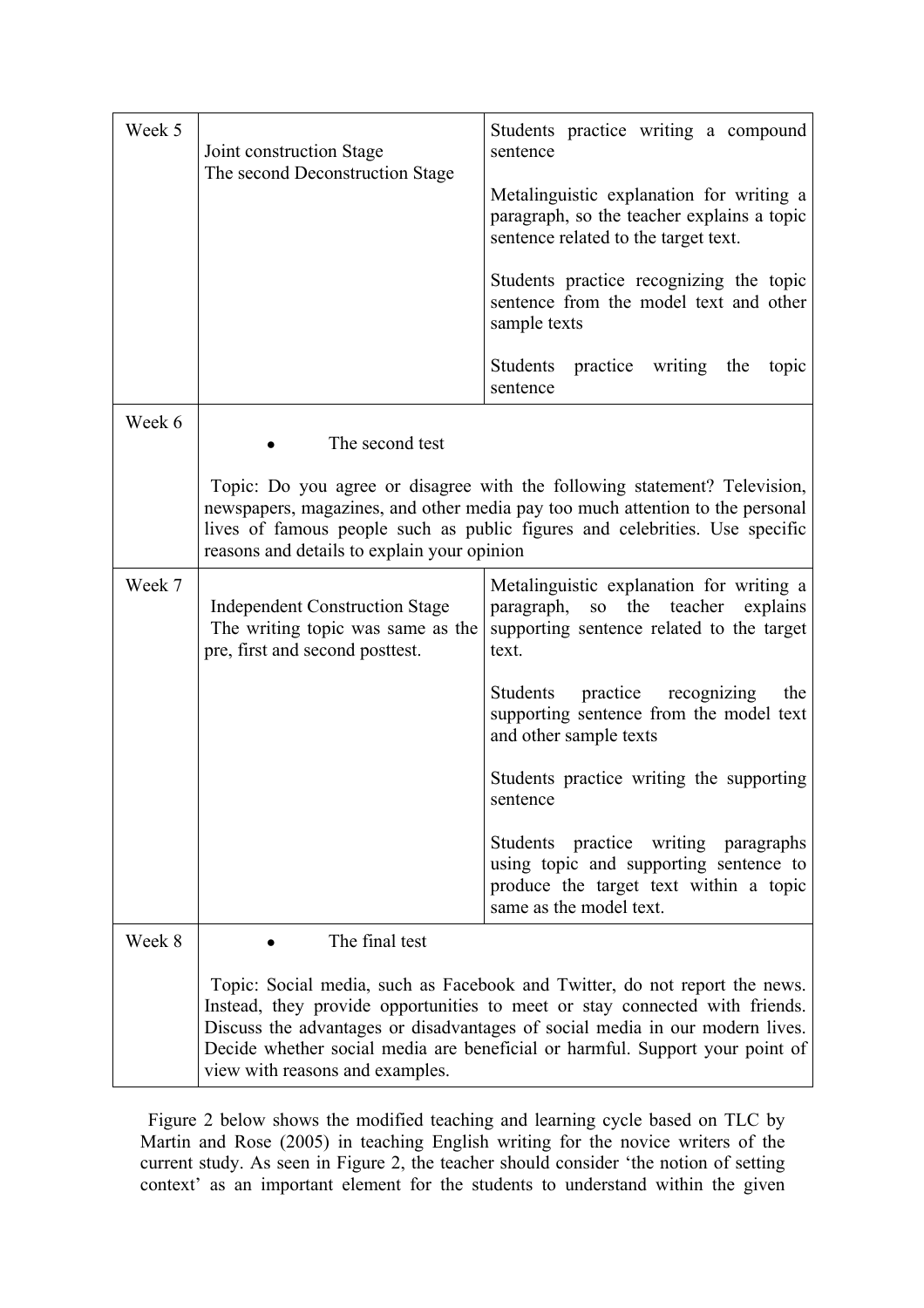| | | |
|---|---|---|
| Week 5 | Joint construction Stage<br>The second Deconstruction Stage | Students practice writing a compound sentence<br><br>Metalinguistic explanation for writing a paragraph, so the teacher explains a topic sentence related to the target text.<br><br>Students practice recognizing the topic sentence from the model text and other sample texts<br><br>Students practice writing the topic sentence |
| Week 6 | • The second test<br><br>Topic: Do you agree or disagree with the following statement? Television, newspapers, magazines, and other media pay too much attention to the personal lives of famous people such as public figures and celebrities. Use specific reasons and details to explain your opinion | |
| Week 7 | Independent Construction Stage<br>The writing topic was same as the pre, first and second posttest. | Metalinguistic explanation for writing a paragraph, so the teacher explains supporting sentence related to the target text.<br><br>Students practice recognizing the supporting sentence from the model text and other sample texts<br><br>Students practice writing the supporting sentence<br><br>Students practice writing paragraphs using topic and supporting sentence to produce the target text within a topic same as the model text. |
| Week 8 | • The final test<br><br>Topic: Social media, such as Facebook and Twitter, do not report the news. Instead, they provide opportunities to meet or stay connected with friends. Discuss the advantages or disadvantages of social media in our modern lives. Decide whether social media are beneficial or harmful. Support your point of view with reasons and examples. | |

Figure 2 below shows the modified teaching and learning cycle based on TLC by Martin and Rose (2005) in teaching English writing for the novice writers of the current study. As seen in Figure 2, the teacher should consider 'the notion of setting context' as an important element for the students to understand within the given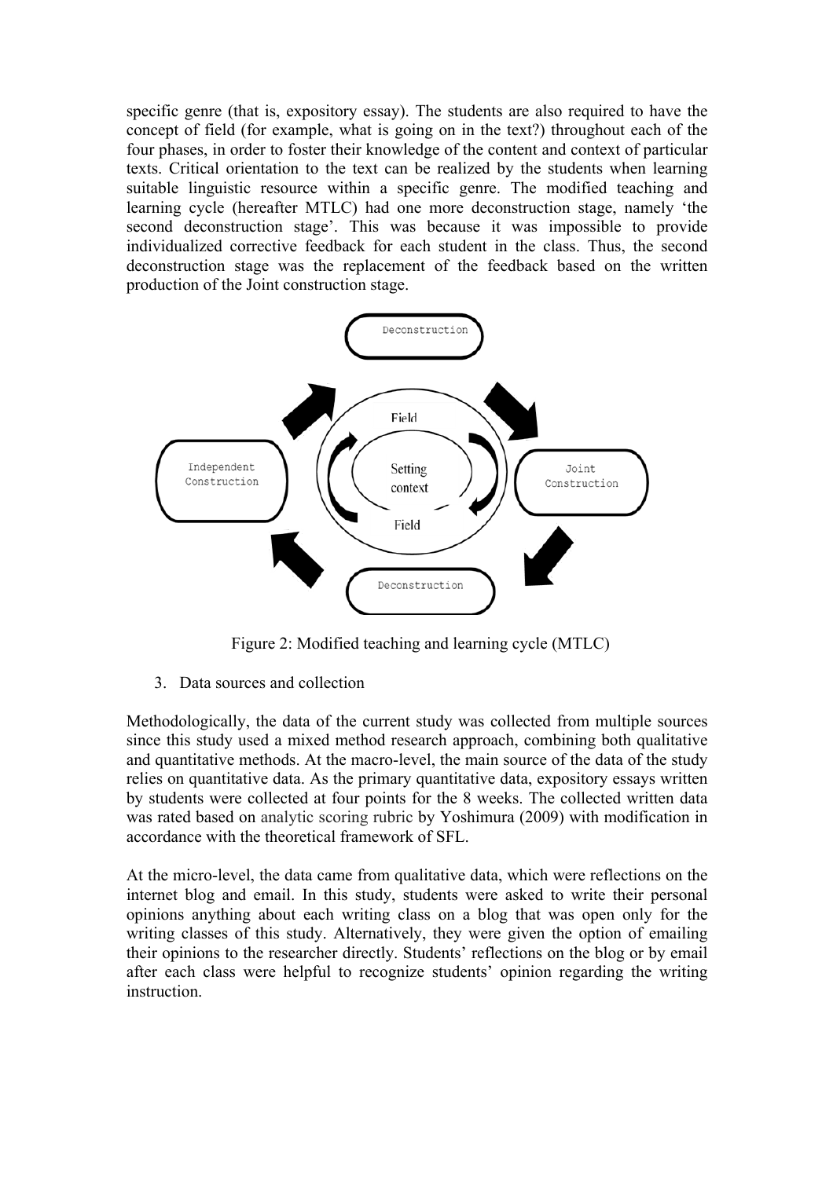specific genre (that is, expository essay). The students are also required to have the concept of field (for example, what is going on in the text?) throughout each of the four phases, in order to foster their knowledge of the content and context of particular texts. Critical orientation to the text can be realized by the students when learning suitable linguistic resource within a specific genre. The modified teaching and learning cycle (hereafter MTLC) had one more deconstruction stage, namely 'the second deconstruction stage'. This was because it was impossible to provide individualized corrective feedback for each student in the class. Thus, the second deconstruction stage was the replacement of the feedback based on the written production of the Joint construction stage.

Deconstruction

Field

Independent Construction

Setting context

Joint Construction

Field

Deconstruction

Figure 2: Modified teaching and learning cycle (MTLC)

3. Data sources and collection

Methodologically, the data of the current study was collected from multiple sources since this study used a mixed method research approach, combining both qualitative and quantitative methods. At the macro-level, the main source of the data of the study relies on quantitative data. As the primary quantitative data, expository essays written by students were collected at four points for the 8 weeks. The collected written data was rated based on analytic scoring rubric by Yoshimura (2009) with modification in accordance with the theoretical framework of SFL.

At the micro-level, the data came from qualitative data, which were reflections on the internet blog and email. In this study, students were asked to write their personal opinions anything about each writing class on a blog that was open only for the writing classes of this study. Alternatively, they were given the option of emailing their opinions to the researcher directly. Students' reflections on the blog or by email after each class were helpful to recognize students' opinion regarding the writing instruction.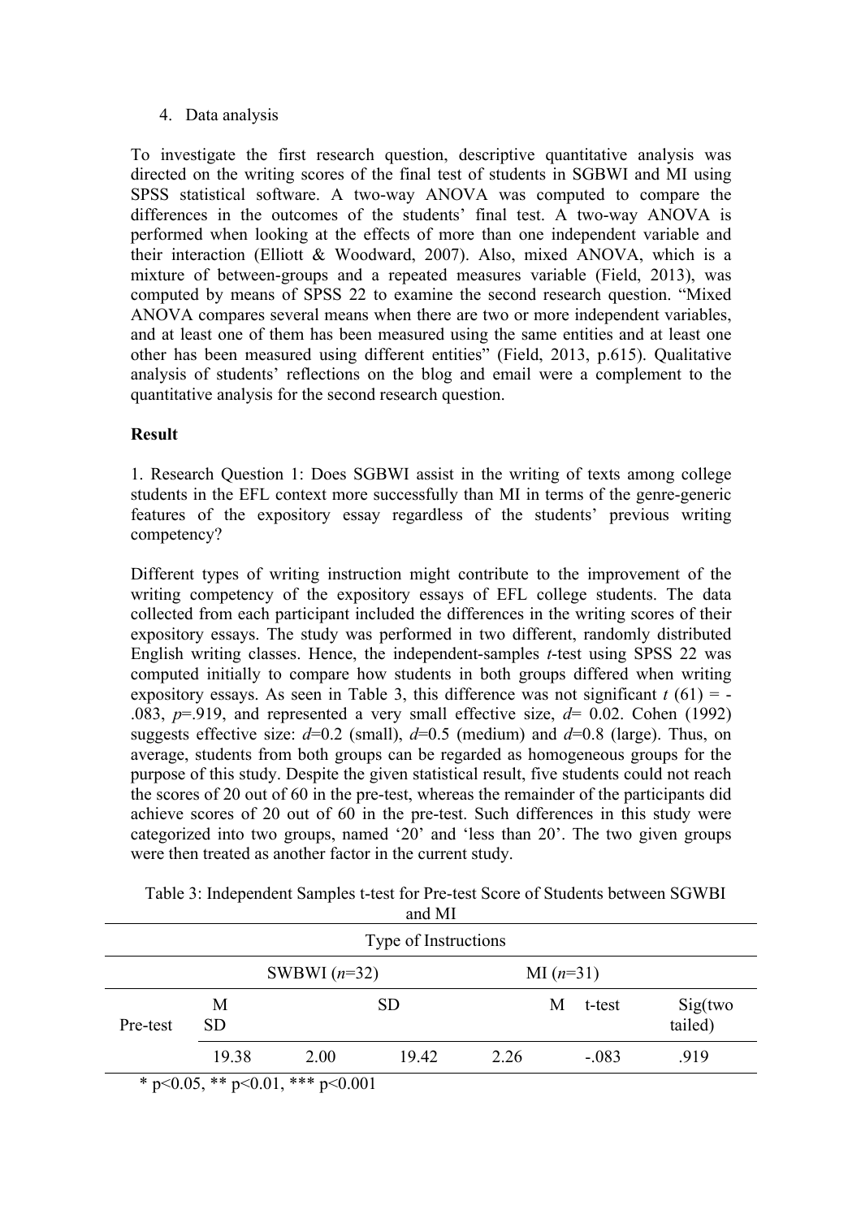4. Data analysis

To investigate the first research question, descriptive quantitative analysis was directed on the writing scores of the final test of students in SGBWI and MI using SPSS statistical software. A two-way ANOVA was computed to compare the differences in the outcomes of the students' final test. A two-way ANOVA is performed when looking at the effects of more than one independent variable and their interaction (Elliott & Woodward, 2007). Also, mixed ANOVA, which is a mixture of between-groups and a repeated measures variable (Field, 2013), was computed by means of SPSS 22 to examine the second research question. "Mixed ANOVA compares several means when there are two or more independent variables, and at least one of them has been measured using the same entities and at least one other has been measured using different entities" (Field, 2013, p.615). Qualitative analysis of students' reflections on the blog and email were a complement to the quantitative analysis for the second research question.

**Result**

1. Research Question 1: Does SGBWI assist in the writing of texts among college students in the EFL context more successfully than MI in terms of the genre-generic features of the expository essay regardless of the students' previous writing competency?

Different types of writing instruction might contribute to the improvement of the writing competency of the expository essays of EFL college students. The data collected from each participant included the differences in the writing scores of their expository essays. The study was performed in two different, randomly distributed English writing classes. Hence, the independent-samples *t*-test using SPSS 22 was computed initially to compare how students in both groups differed when writing expository essays. As seen in Table 3, this difference was not significant $t$ (61) = -.083, $p$=.919, and represented a very small effective size, $d$= 0.02. Cohen (1992) suggests effective size: $d$=0.2 (small), $d$=0.5 (medium) and $d$=0.8 (large). Thus, on average, students from both groups can be regarded as homogeneous groups for the purpose of this study. Despite the given statistical result, five students could not reach the scores of 20 out of 60 in the pre-test, whereas the remainder of the participants did achieve scores of 20 out of 60 in the pre-test. Such differences in this study were categorized into two groups, named '20' and 'less than 20'. The two given groups were then treated as another factor in the current study.

Table 3: Independent Samples t-test for Pre-test Score of Students between SGWBI and MI

| | Type of Instructions | | | | | |
|---|---|---|---|---|---|---|
| | SWBWI (*n*=32) | | MI (*n*=31) | | | |
| Pre-test | M | SD | M | SD | t-test | Sig(two tailed) |
| | 19.38 | 2.00 | 19.42 | 2.26 | -.083 | .919 |

\* p<0.05, ** p<0.01, *** p<0.001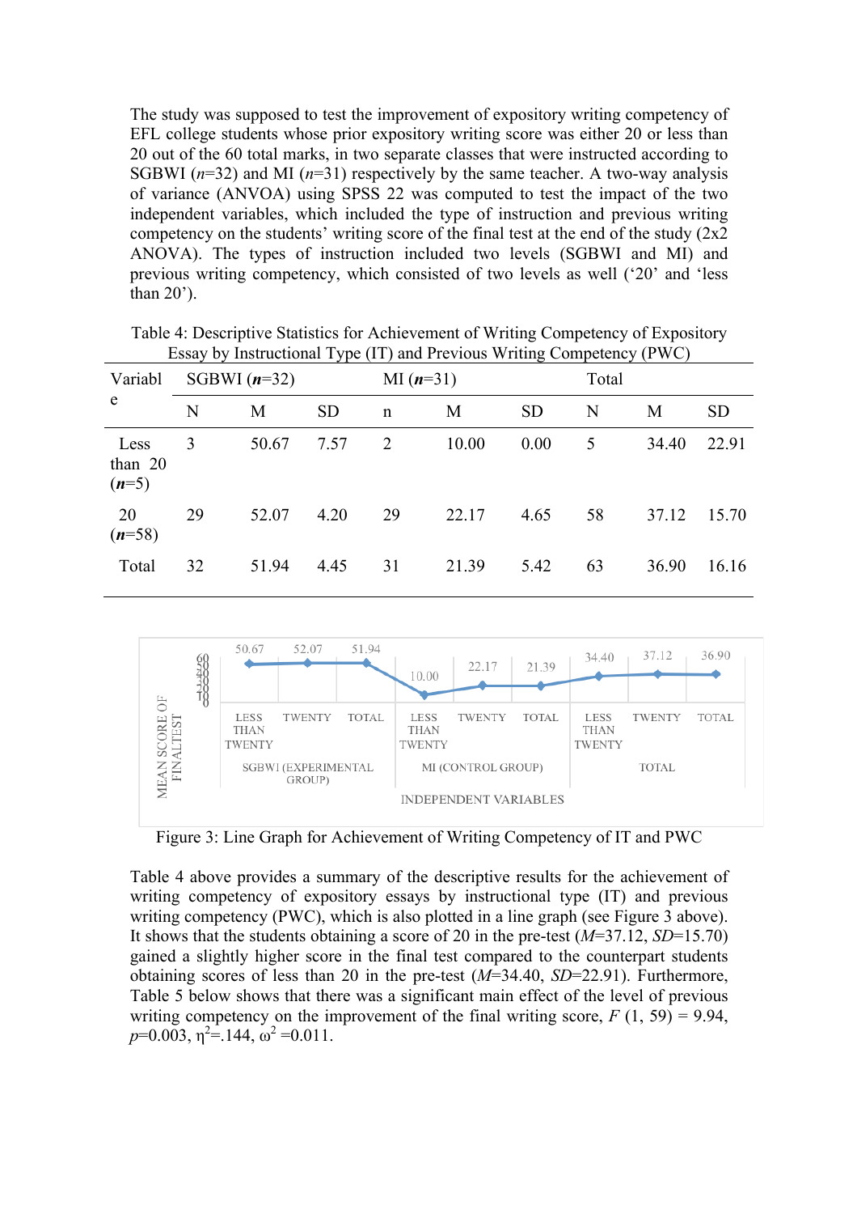The study was supposed to test the improvement of expository writing competency of EFL college students whose prior expository writing score was either 20 or less than 20 out of the 60 total marks, in two separate classes that were instructed according to SGBWI (*n*=32) and MI (*n*=31) respectively by the same teacher. A two-way analysis of variance (ANVOA) using SPSS 22 was computed to test the impact of the two independent variables, which included the type of instruction and previous writing competency on the students' writing score of the final test at the end of the study (2x2 ANOVA). The types of instruction included two levels (SGBWI and MI) and previous writing competency, which consisted of two levels as well ('20' and 'less than 20').

Table 4: Descriptive Statistics for Achievement of Writing Competency of Expository Essay by Instructional Type (IT) and Previous Writing Competency (PWC)

| Variable | SGBWI (***n***=32) | | | MI (***n***=31) | | | Total | | |
|---|---|---|---|---|---|---|---|---|---|
| | N | M | SD | n | M | SD | N | M | SD |
| Less than 20 (***n***=5) | 3 | 50.67 | 7.57 | 2 | 10.00 | 0.00 | 5 | 34.40 | 22.91 |
| 20 (***n***=58) | 29 | 52.07 | 4.20 | 29 | 22.17 | 4.65 | 58 | 37.12 | 15.70 |
| Total | 32 | 51.94 | 4.45 | 31 | 21.39 | 5.42 | 63 | 36.90 | 16.16 |

Figure 3: Line Graph for Achievement of Writing Competency of IT and PWC

Table 4 above provides a summary of the descriptive results for the achievement of writing competency of expository essays by instructional type (IT) and previous writing competency (PWC), which is also plotted in a line graph (see Figure 3 above). It shows that the students obtaining a score of 20 in the pre-test (*M*=37.12, *SD*=15.70) gained a slightly higher score in the final test compared to the counterpart students obtaining scores of less than 20 in the pre-test (*M*=34.40, *SD*=22.91). Furthermore, Table 5 below shows that there was a significant main effect of the level of previous writing competency on the improvement of the final writing score, $F$ (1, 59) = 9.94, $p$=0.003, $\eta^2$=.144, $\omega^2$ =0.011.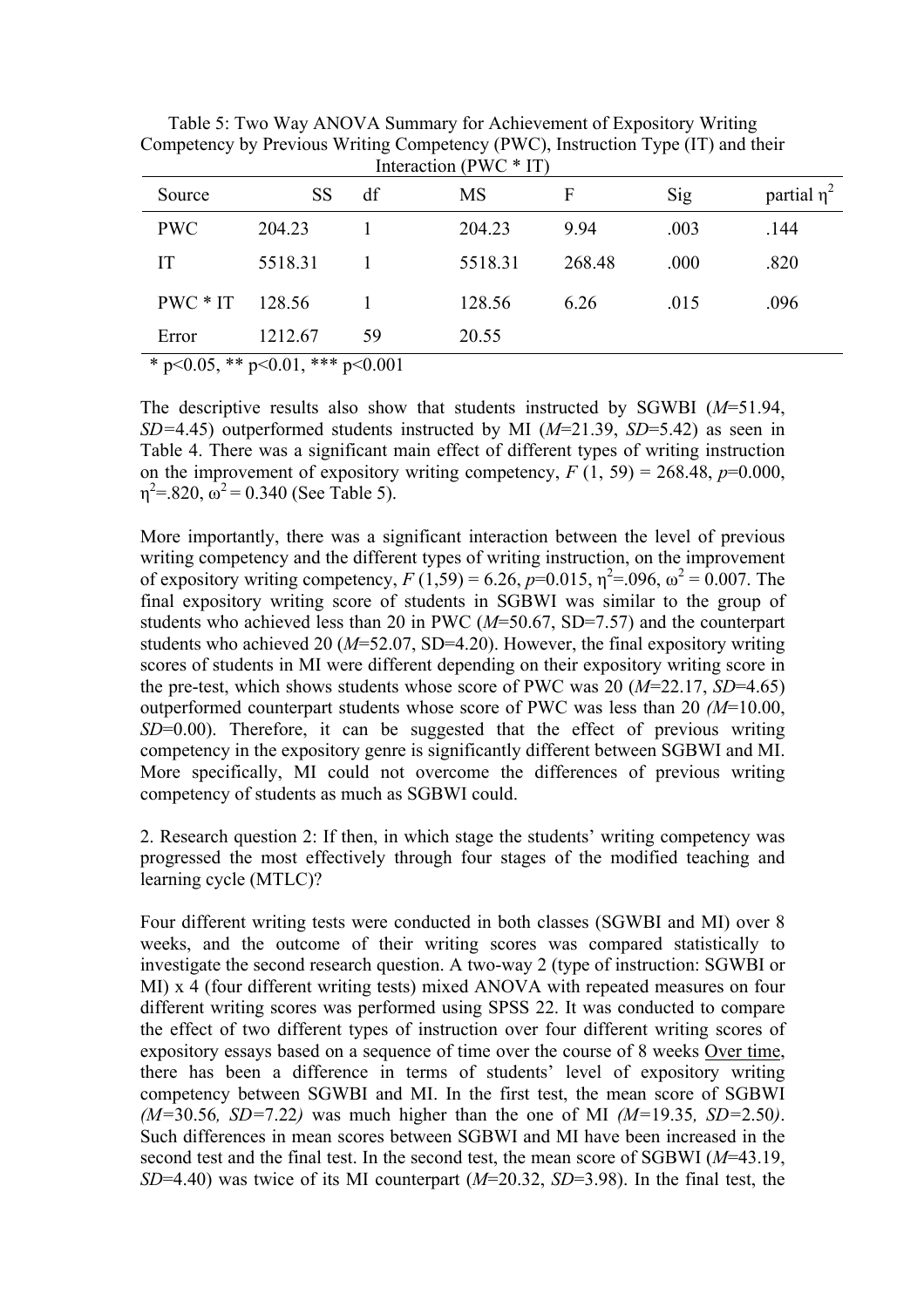Table 5: Two Way ANOVA Summary for Achievement of Expository Writing Competency by Previous Writing Competency (PWC), Instruction Type (IT) and their Interaction (PWC * IT)

| Source | SS | df | MS | F | Sig | partial $\eta^2$ |
|---|---|---|---|---|---|---|
| PWC | 204.23 | 1 | 204.23 | 9.94 | .003 | .144 |
| IT | 5518.31 | 1 | 5518.31 | 268.48 | .000 | .820 |
| PWC * IT | 128.56 | 1 | 128.56 | 6.26 | .015 | .096 |
| Error | 1212.67 | 59 | 20.55 | | | |

* $p<0.05$, ** $p<0.01$, *** $p<0.001$

The descriptive results also show that students instructed by SGWBI ($M$=51.94, $SD$=4.45) outperformed students instructed by MI ($M$=21.39, $SD$=5.42) as seen in Table 4. There was a significant main effect of different types of writing instruction on the improvement of expository writing competency, $F$ (1, 59) = 268.48, $p$=0.000, $\eta^2$=.820, $\omega^2$ = 0.340 (See Table 5).

More importantly, there was a significant interaction between the level of previous writing competency and the different types of writing instruction, on the improvement of expository writing competency, $F$ (1,59) = 6.26, $p$=0.015, $\eta^2$=.096, $\omega^2$ = 0.007. The final expository writing score of students in SGBWI was similar to the group of students who achieved less than 20 in PWC ($M$=50.67, SD=7.57) and the counterpart students who achieved 20 ($M$=52.07, SD=4.20). However, the final expository writing scores of students in MI were different depending on their expository writing score in the pre-test, which shows students whose score of PWC was 20 ($M$=22.17, $SD$=4.65) outperformed counterpart students whose score of PWC was less than 20 ($M$=10.00, $SD$=0.00). Therefore, it can be suggested that the effect of previous writing competency in the expository genre is significantly different between SGBWI and MI. More specifically, MI could not overcome the differences of previous writing competency of students as much as SGBWI could.

2. Research question 2: If then, in which stage the students' writing competency was progressed the most effectively through four stages of the modified teaching and learning cycle (MTLC)?

Four different writing tests were conducted in both classes (SGBWI and MI) over 8 weeks, and the outcome of their writing scores was compared statistically to investigate the second research question. A two-way 2 (type of instruction: SGWBI or MI) x 4 (four different writing tests) mixed ANOVA with repeated measures on four different writing scores was performed using SPSS 22. It was conducted to compare the effect of two different types of instruction over four different writing scores of expository essays based on a sequence of time over the course of 8 weeks Over time, there has been a difference in terms of students' level of expository writing competency between SGWBI and MI. In the first test, the mean score of SGBWI ($M$=30.56, $SD$=7.22) was much higher than the one of MI ($M$=19.35, $SD$=2.50). Such differences in mean scores between SGBWI and MI have been increased in the second test and the final test. In the second test, the mean score of SGBWI ($M$=43.19, $SD$=4.40) was twice of its MI counterpart ($M$=20.32, $SD$=3.98). In the final test, the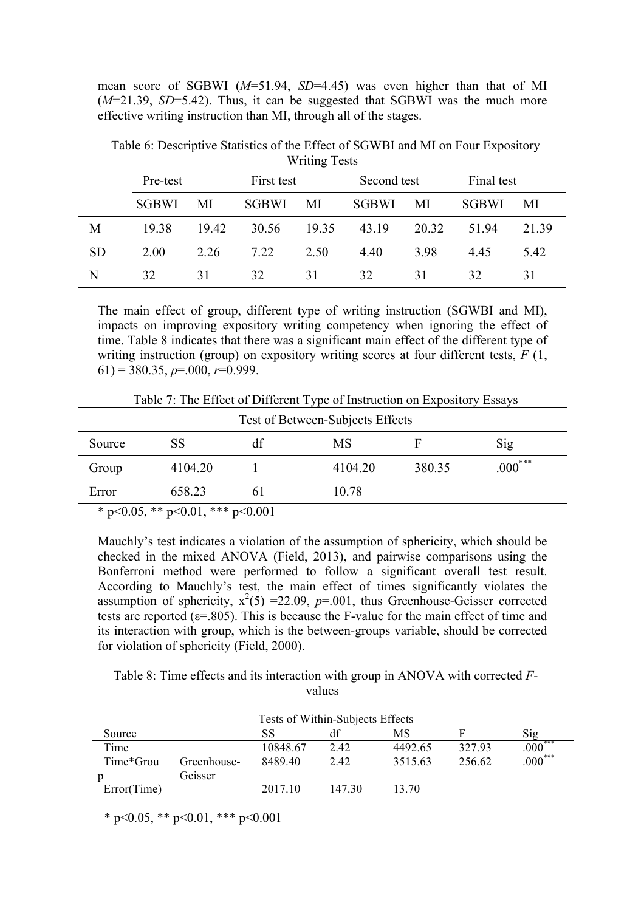mean score of SGBWI (*M*=51.94, *SD*=4.45) was even higher than that of MI (*M*=21.39, *SD*=5.42). Thus, it can be suggested that SGBWI was the much more effective writing instruction than MI, through all of the stages.

Table 6: Descriptive Statistics of the Effect of SGWBI and MI on Four Expository Writing Tests

| | Pre-test | | First test | | Second test | | Final test | |
|---|---|---|---|---|---|---|---|---|
| | SGBWI | MI | SGBWI | MI | SGBWI | MI | SGBWI | MI |
| M | 19.38 | 19.42 | 30.56 | 19.35 | 43.19 | 20.32 | 51.94 | 21.39 |
| SD | 2.00 | 2.26 | 7.22 | 2.50 | 4.40 | 3.98 | 4.45 | 5.42 |
| N | 32 | 31 | 32 | 31 | 32 | 31 | 32 | 31 |

The main effect of group, different type of writing instruction (SGBWI and MI), impacts on improving expository writing competency when ignoring the effect of time. Table 8 indicates that there was a significant main effect of the different type of writing instruction (group) on expository writing scores at four different tests, $F(1, 61) = 380.35$, $p$=.000, $r$=0.999.

Table 7: The Effect of Different Type of Instruction on Expository Essays

| Test of Between-Subjects Effects | | | | | |
|---|---|---|---|---|---|
| Source | SS | df | MS | F | Sig |
| Group | 4104.20 | 1 | 4104.20 | 380.35 | .000*** |
| Error | 658.23 | 61 | 10.78 | | |

* p<0.05, ** p<0.01, *** p<0.001

Mauchly's test indicates a violation of the assumption of sphericity, which should be checked in the mixed ANOVA (Field, 2013), and pairwise comparisons using the Bonferroni method were performed to follow a significant overall test result. According to Mauchly's test, the main effect of times significantly violates the assumption of sphericity, $x^2(5)$ =22.09, $p$=.001, thus Greenhouse-Geisser corrected tests are reported ($\varepsilon$=.805). This is because the F-value for the main effect of time and its interaction with group, which is the between-groups variable, should be corrected for violation of sphericity (Field, 2000).

Table 8: Time effects and its interaction with group in ANOVA with corrected *F*-values

| Tests of Within-Subjects Effects | | | | | | |
|---|---|---|---|---|---|---|
| Source | | SS | df | MS | F | Sig |
| Time | | 10848.67 | 2.42 | 4492.65 | 327.93 | .000*** |
| Time*Group | Greenhouse-Geisser | 8489.40 | 2.42 | 3515.63 | 256.62 | .000*** |
| Error(Time) | | 2017.10 | 147.30 | 13.70 | | |

* p<0.05, ** p<0.01, *** p<0.001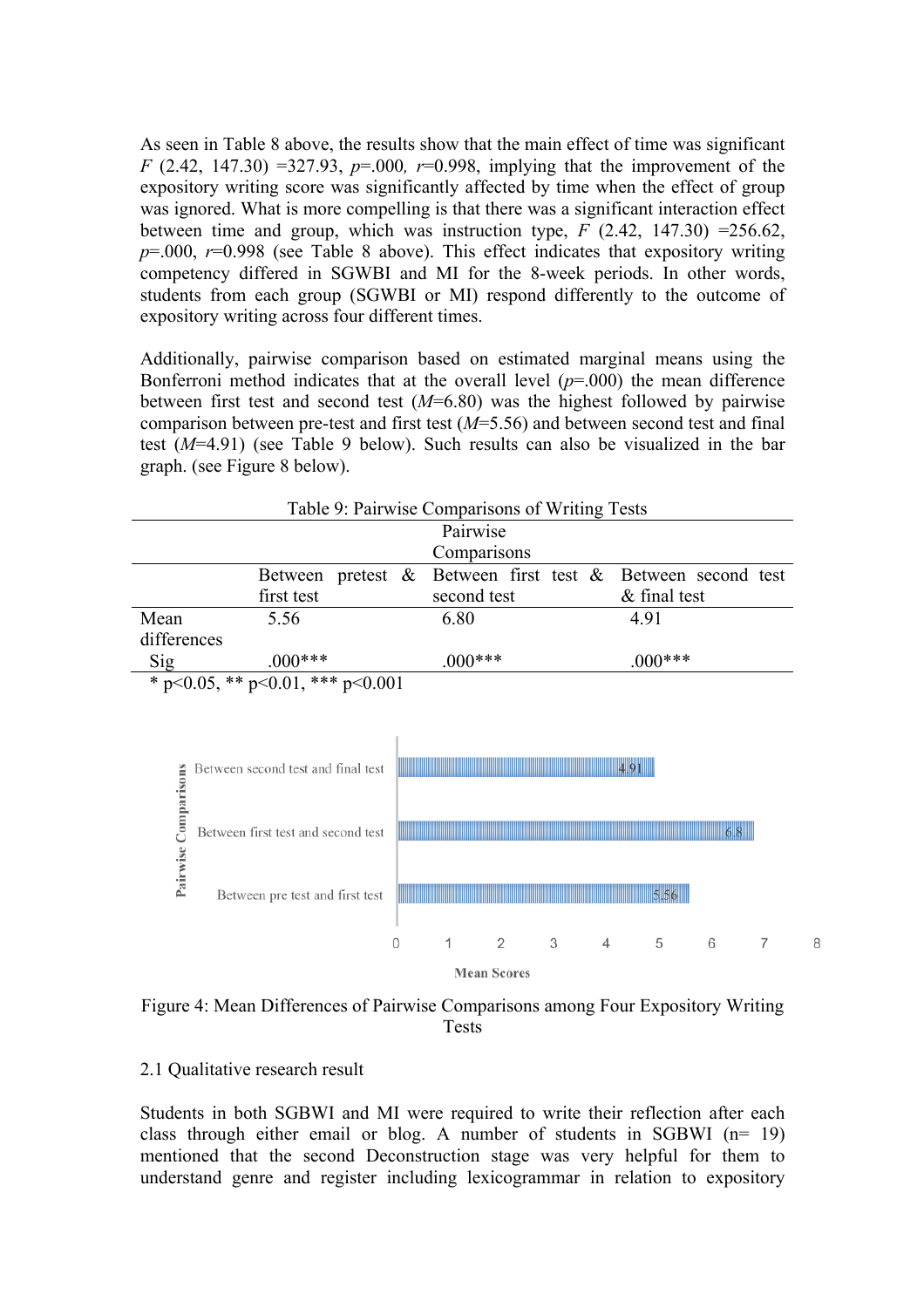As seen in Table 8 above, the results show that the main effect of time was significant $F$ (2.42, 147.30) =327.93, $p$=.000, $r$=0.998, implying that the improvement of the expository writing score was significantly affected by time when the effect of group was ignored. What is more compelling is that there was a significant interaction effect between time and group, which was instruction type, $F$ (2.42, 147.30) =256.62, $p$=.000, $r$=0.998 (see Table 8 above). This effect indicates that expository writing competency differed in SGWBI and MI for the 8-week periods. In other words, students from each group (SGWBI or MI) respond differently to the outcome of expository writing across four different times.

Additionally, pairwise comparison based on estimated marginal means using the Bonferroni method indicates that at the overall level ($p$=.000) the mean difference between first test and second test ($M$=6.80) was the highest followed by pairwise comparison between pre-test and first test ($M$=5.56) and between second test and final test ($M$=4.91) (see Table 9 below). Such results can also be visualized in the bar graph. (see Figure 8 below).

Table 9: Pairwise Comparisons of Writing Tests

| | Pairwise Comparisons | | |
|---|---|---|---|
| | Between pretest & first test | Between first test & second test | Between second test & final test |
| Mean differences | 5.56 | 6.80 | 4.91 |
| Sig | .000*** | .000*** | .000*** |

\* p<0.05, ** p<0.01, *** p<0.001

Figure 4: Mean Differences of Pairwise Comparisons among Four Expository Writing Tests

## 2.1 Qualitative research result

Students in both SGBWI and MI were required to write their reflection after each class through either email or blog. A number of students in SGBWI (n= 19) mentioned that the second Deconstruction stage was very helpful for them to understand genre and register including lexicogrammar in relation to expository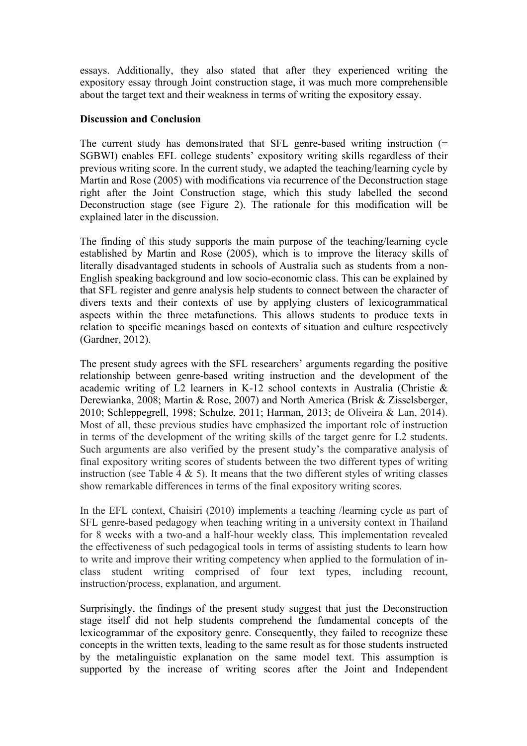essays. Additionally, they also stated that after they experienced writing the expository essay through Joint construction stage, it was much more comprehensible about the target text and their weakness in terms of writing the expository essay.

**Discussion and Conclusion**

The current study has demonstrated that SFL genre-based writing instruction (= SGBWI) enables EFL college students' expository writing skills regardless of their previous writing score. In the current study, we adapted the teaching/learning cycle by Martin and Rose (2005) with modifications via recurrence of the Deconstruction stage right after the Joint Construction stage, which this study labelled the second Deconstruction stage (see Figure 2). The rationale for this modification will be explained later in the discussion.

The finding of this study supports the main purpose of the teaching/learning cycle established by Martin and Rose (2005), which is to improve the literacy skills of literally disadvantaged students in schools of Australia such as students from a non-English speaking background and low socio-economic class. This can be explained by that SFL register and genre analysis help students to connect between the character of divers texts and their contexts of use by applying clusters of lexicogrammatical aspects within the three metafunctions. This allows students to produce texts in relation to specific meanings based on contexts of situation and culture respectively (Gardner, 2012).

The present study agrees with the SFL researchers' arguments regarding the positive relationship between genre-based writing instruction and the development of the academic writing of L2 learners in K-12 school contexts in Australia (Christie & Derewianka, 2008; Martin & Rose, 2007) and North America (Brisk & Zisselsberger, 2010; Schleppegrell, 1998; Schulze, 2011; Harman, 2013; de Oliveira & Lan, 2014). Most of all, these previous studies have emphasized the important role of instruction in terms of the development of the writing skills of the target genre for L2 students. Such arguments are also verified by the present study's the comparative analysis of final expository writing scores of students between the two different types of writing instruction (see Table 4 & 5). It means that the two different styles of writing classes show remarkable differences in terms of the final expository writing scores.

In the EFL context, Chaisiri (2010) implements a teaching /learning cycle as part of SFL genre-based pedagogy when teaching writing in a university context in Thailand for 8 weeks with a two-and a half-hour weekly class. This implementation revealed the effectiveness of such pedagogical tools in terms of assisting students to learn how to write and improve their writing competency when applied to the formulation of in-class student writing comprised of four text types, including recount, instruction/process, explanation, and argument.

Surprisingly, the findings of the present study suggest that just the Deconstruction stage itself did not help students comprehend the fundamental concepts of the lexicogrammar of the expository genre. Consequently, they failed to recognize these concepts in the written texts, leading to the same result as for those students instructed by the metalinguistic explanation on the same model text. This assumption is supported by the increase of writing scores after the Joint and Independent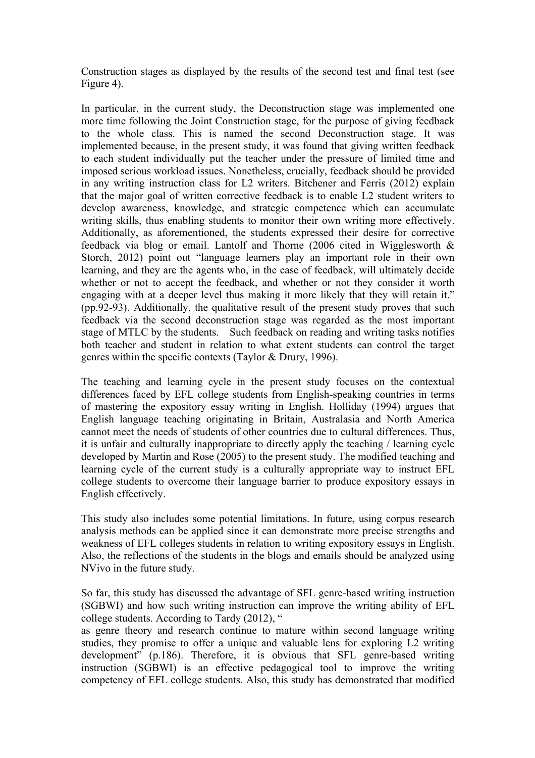Construction stages as displayed by the results of the second test and final test (see Figure 4).

In particular, in the current study, the Deconstruction stage was implemented one more time following the Joint Construction stage, for the purpose of giving feedback to the whole class. This is named the second Deconstruction stage. It was implemented because, in the present study, it was found that giving written feedback to each student individually put the teacher under the pressure of limited time and imposed serious workload issues. Nonetheless, crucially, feedback should be provided in any writing instruction class for L2 writers. Bitchener and Ferris (2012) explain that the major goal of written corrective feedback is to enable L2 student writers to develop awareness, knowledge, and strategic competence which can accumulate writing skills, thus enabling students to monitor their own writing more effectively. Additionally, as aforementioned, the students expressed their desire for corrective feedback via blog or email. Lantolf and Thorne (2006 cited in Wigglesworth & Storch, 2012) point out "language learners play an important role in their own learning, and they are the agents who, in the case of feedback, will ultimately decide whether or not to accept the feedback, and whether or not they consider it worth engaging with at a deeper level thus making it more likely that they will retain it." (pp.92-93). Additionally, the qualitative result of the present study proves that such feedback via the second deconstruction stage was regarded as the most important stage of MTLC by the students. Such feedback on reading and writing tasks notifies both teacher and student in relation to what extent students can control the target genres within the specific contexts (Taylor & Drury, 1996).

The teaching and learning cycle in the present study focuses on the contextual differences faced by EFL college students from English-speaking countries in terms of mastering the expository essay writing in English. Holliday (1994) argues that English language teaching originating in Britain, Australasia and North America cannot meet the needs of students of other countries due to cultural differences. Thus, it is unfair and culturally inappropriate to directly apply the teaching / learning cycle developed by Martin and Rose (2005) to the present study. The modified teaching and learning cycle of the current study is a culturally appropriate way to instruct EFL college students to overcome their language barrier to produce expository essays in English effectively.

This study also includes some potential limitations. In future, using corpus research analysis methods can be applied since it can demonstrate more precise strengths and weakness of EFL colleges students in relation to writing expository essays in English. Also, the reflections of the students in the blogs and emails should be analyzed using NVivo in the future study.

So far, this study has discussed the advantage of SFL genre-based writing instruction (SGBWI) and how such writing instruction can improve the writing ability of EFL college students. According to Tardy (2012), "as genre theory and research continue to mature within second language writing studies, they promise to offer a unique and valuable lens for exploring L2 writing development" (p.186). Therefore, it is obvious that SFL genre-based writing instruction (SGBWI) is an effective pedagogical tool to improve the writing competency of EFL college students. Also, this study has demonstrated that modified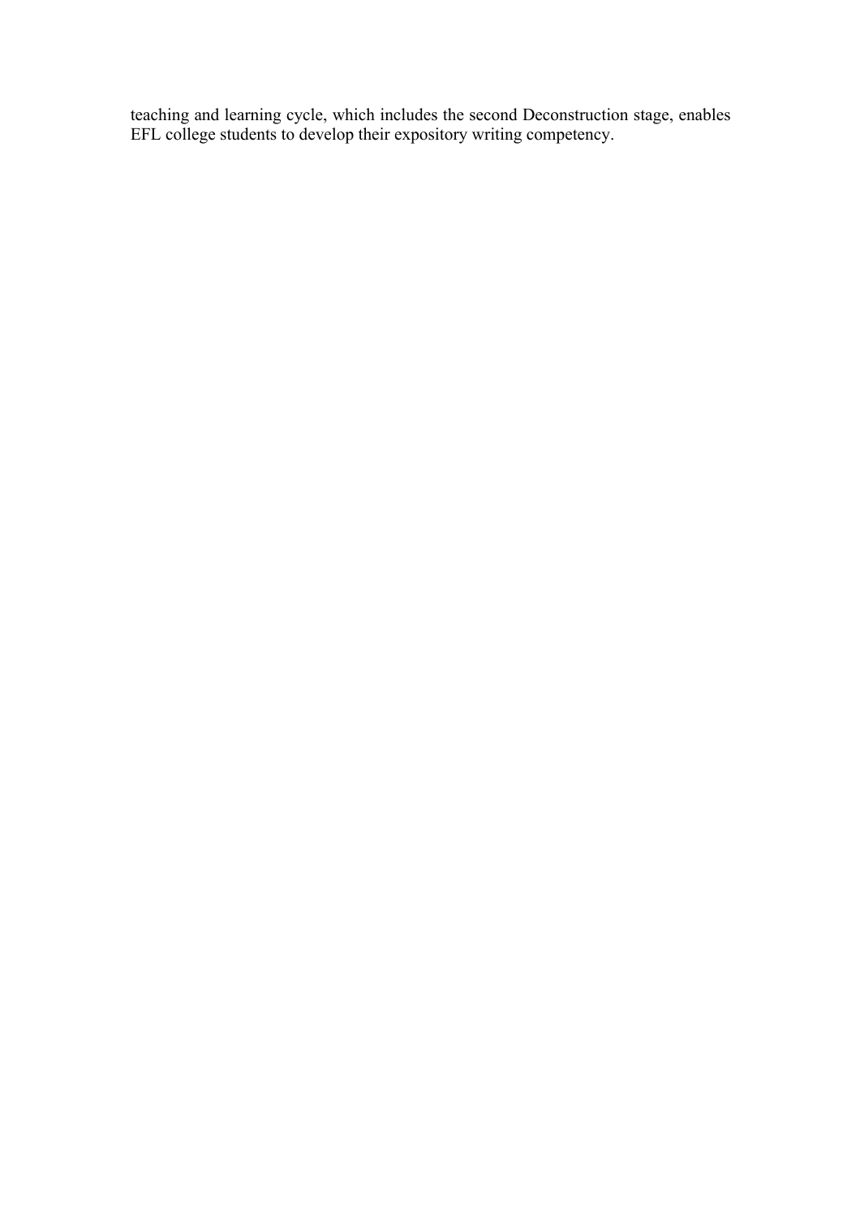teaching and learning cycle, which includes the second Deconstruction stage, enables EFL college students to develop their expository writing competency.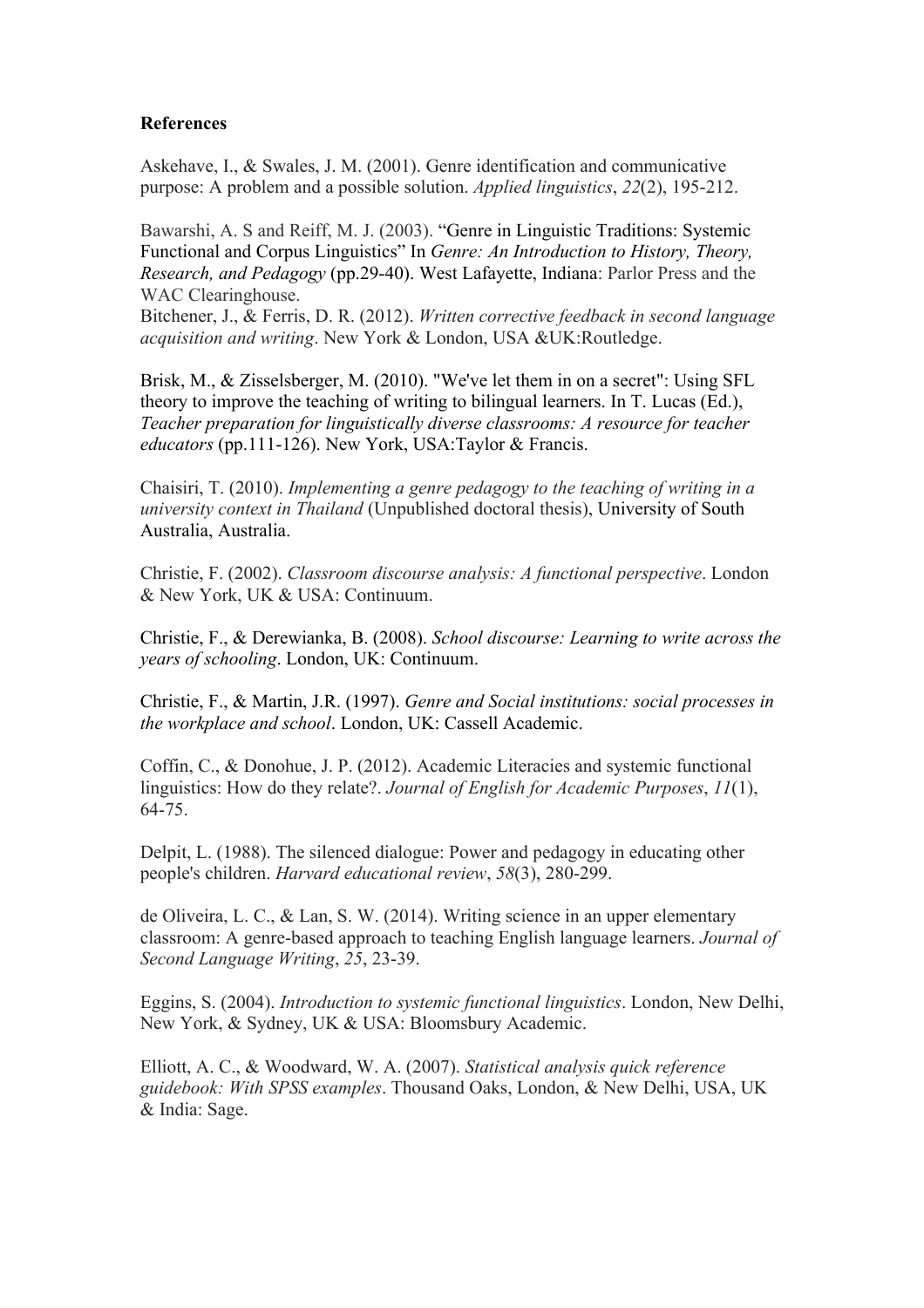**References**

Askehave, I., & Swales, J. M. (2001). Genre identification and communicative purpose: A problem and a possible solution. *Applied linguistics*, *22*(2), 195-212.

Bawarshi, A. S and Reiff, M. J. (2003). "Genre in Linguistic Traditions: Systemic Functional and Corpus Linguistics" In *Genre: An Introduction to History, Theory, Research, and Pedagogy* (pp.29-40). West Lafayette, Indiana: Parlor Press and the WAC Clearinghouse.

Bitchener, J., & Ferris, D. R. (2012). *Written corrective feedback in second language acquisition and writing*. New York & London, USA &UK:Routledge.

Brisk, M., & Zisselsberger, M. (2010). "We've let them in on a secret": Using SFL theory to improve the teaching of writing to bilingual learners. In T. Lucas (Ed.), *Teacher preparation for linguistically diverse classrooms: A resource for teacher educators* (pp.111-126). New York, USA:Taylor & Francis.

Chaisiri, T. (2010). *Implementing a genre pedagogy to the teaching of writing in a university context in Thailand* (Unpublished doctoral thesis), University of South Australia, Australia.

Christie, F. (2002). *Classroom discourse analysis: A functional perspective*. London & New York, UK & USA: Continuum.

Christie, F., & Derewianka, B. (2008). *School discourse: Learning to write across the years of schooling*. London, UK: Continuum.

Christie, F., & Martin, J.R. (1997). *Genre and Social institutions: social processes in the workplace and school*. London, UK: Cassell Academic.

Coffin, C., & Donohue, J. P. (2012). Academic Literacies and systemic functional linguistics: How do they relate?. *Journal of English for Academic Purposes*, *11*(1), 64-75.

Delpit, L. (1988). The silenced dialogue: Power and pedagogy in educating other people's children. *Harvard educational review*, *58*(3), 280-299.

de Oliveira, L. C., & Lan, S. W. (2014). Writing science in an upper elementary classroom: A genre-based approach to teaching English language learners. *Journal of Second Language Writing*, *25*, 23-39.

Eggins, S. (2004). *Introduction to systemic functional linguistics*. London, New Delhi, New York, & Sydney, UK & USA: Bloomsbury Academic.

Elliott, A. C., & Woodward, W. A. (2007). *Statistical analysis quick reference guidebook: With SPSS examples*. Thousand Oaks, London, & New Delhi, USA, UK & India: Sage.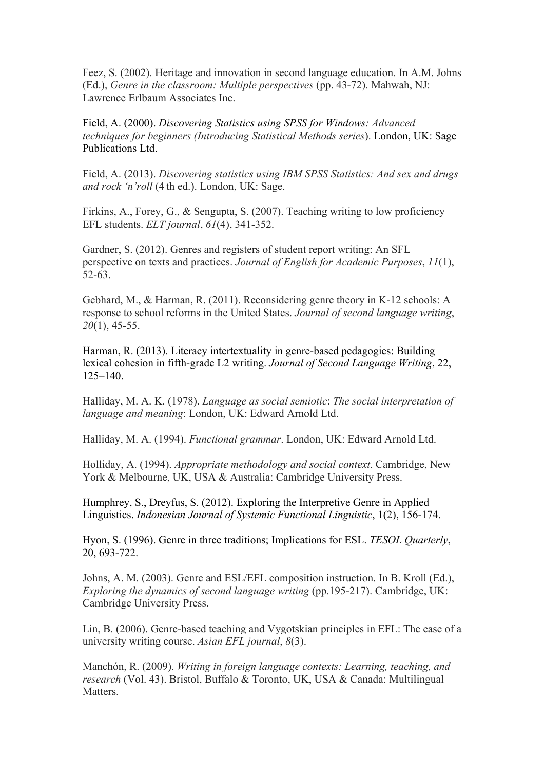Feez, S. (2002). Heritage and innovation in second language education. In A.M. Johns (Ed.), *Genre in the classroom: Multiple perspectives* (pp. 43-72). Mahwah, NJ: Lawrence Erlbaum Associates Inc.

Field, A. (2000). *Discovering Statistics using SPSS for Windows: Advanced techniques for beginners (Introducing Statistical Methods series*). London, UK: Sage Publications Ltd.

Field, A. (2013). *Discovering statistics using IBM SPSS Statistics: And sex and drugs and rock 'n'roll* (4 th ed.). London, UK: Sage.

Firkins, A., Forey, G., & Sengupta, S. (2007). Teaching writing to low proficiency EFL students. *ELT journal*, *61*(4), 341-352.

Gardner, S. (2012). Genres and registers of student report writing: An SFL perspective on texts and practices. *Journal of English for Academic Purposes*, *11*(1), 52-63.

Gebhard, M., & Harman, R. (2011). Reconsidering genre theory in K-12 schools: A response to school reforms in the United States. *Journal of second language writing*, *20*(1), 45-55.

Harman, R. (2013). Literacy intertextuality in genre-based pedagogies: Building lexical cohesion in fifth-grade L2 writing. *Journal of Second Language Writing*, 22, 125–140.

Halliday, M. A. K. (1978). *Language as social semiotic*: *The social interpretation of language and meaning*: London, UK: Edward Arnold Ltd.

Halliday, M. A. (1994). *Functional grammar*. London, UK: Edward Arnold Ltd.

Holliday, A. (1994). *Appropriate methodology and social context*. Cambridge, New York & Melbourne, UK, USA & Australia: Cambridge University Press.

Humphrey, S., Dreyfus, S. (2012). Exploring the Interpretive Genre in Applied Linguistics. *Indonesian Journal of Systemic Functional Linguistic*, 1(2), 156-174.

Hyon, S. (1996). Genre in three traditions; Implications for ESL. *TESOL Quarterly*, 20, 693-722.

Johns, A. M. (2003). Genre and ESL/EFL composition instruction. In B. Kroll (Ed.), *Exploring the dynamics of second language writing* (pp.195-217). Cambridge, UK: Cambridge University Press.

Lin, B. (2006). Genre-based teaching and Vygotskian principles in EFL: The case of a university writing course. *Asian EFL journal*, *8*(3).

Manchón, R. (2009). *Writing in foreign language contexts: Learning, teaching, and research* (Vol. 43). Bristol, Buffalo & Toronto, UK, USA & Canada: Multilingual Matters.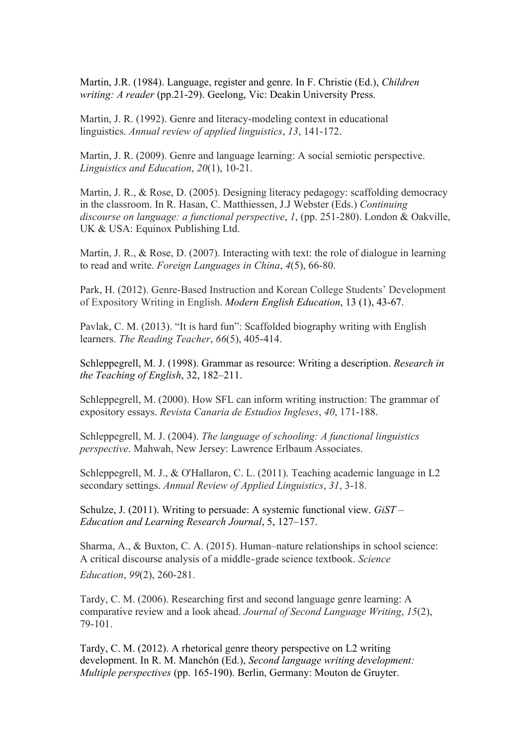Martin, J.R. (1984). Language, register and genre. In F. Christie (Ed.), *Children writing: A reader* (pp.21-29). Geelong, Vic: Deakin University Press.

Martin, J. R. (1992). Genre and literacy-modeling context in educational linguistics. *Annual review of applied linguistics*, *13*, 141-172.

Martin, J. R. (2009). Genre and language learning: A social semiotic perspective. *Linguistics and Education*, *20*(1), 10-21.

Martin, J. R., & Rose, D. (2005). Designing literacy pedagogy: scaffolding democracy in the classroom. In R. Hasan, C. Matthiessen, J.J Webster (Eds.) *Continuing discourse on language: a functional perspective*, *1*, (pp. 251-280). London & Oakville, UK & USA: Equinox Publishing Ltd.

Martin, J. R., & Rose, D. (2007). Interacting with text: the role of dialogue in learning to read and write. *Foreign Languages in China*, *4*(5), 66-80.

Park, H. (2012). Genre-Based Instruction and Korean College Students' Development of Expository Writing in English. *Modern English Education*, 13 (1), 43-67.

Pavlak, C. M. (2013). "It is hard fun": Scaffolded biography writing with English learners. *The Reading Teacher*, *66*(5), 405-414.

Schleppegrell, M. J. (1998). Grammar as resource: Writing a description. *Research in the Teaching of English*, 32, 182–211.

Schleppegrell, M. (2000). How SFL can inform writing instruction: The grammar of expository essays. *Revista Canaria de Estudios Ingleses*, *40*, 171-188.

Schleppegrell, M. J. (2004). *The language of schooling: A functional linguistics perspective*. Mahwah, New Jersey: Lawrence Erlbaum Associates.

Schleppegrell, M. J., & O'Hallaron, C. L. (2011). Teaching academic language in L2 secondary settings. *Annual Review of Applied Linguistics*, *31*, 3-18.

Schulze, J. (2011). Writing to persuade: A systemic functional view. *GiST – Education and Learning Research Journal*, 5, 127–157.

Sharma, A., & Buxton, C. A. (2015). Human–nature relationships in school science: A critical discourse analysis of a middle-grade science textbook. *Science Education*, *99*(2), 260-281.

Tardy, C. M. (2006). Researching first and second language genre learning: A comparative review and a look ahead. *Journal of Second Language Writing*, *15*(2), 79-101.

Tardy, C. M. (2012). A rhetorical genre theory perspective on L2 writing development. In R. M. Manchón (Ed.), *Second language writing development: Multiple perspectives* (pp. 165-190). Berlin, Germany: Mouton de Gruyter.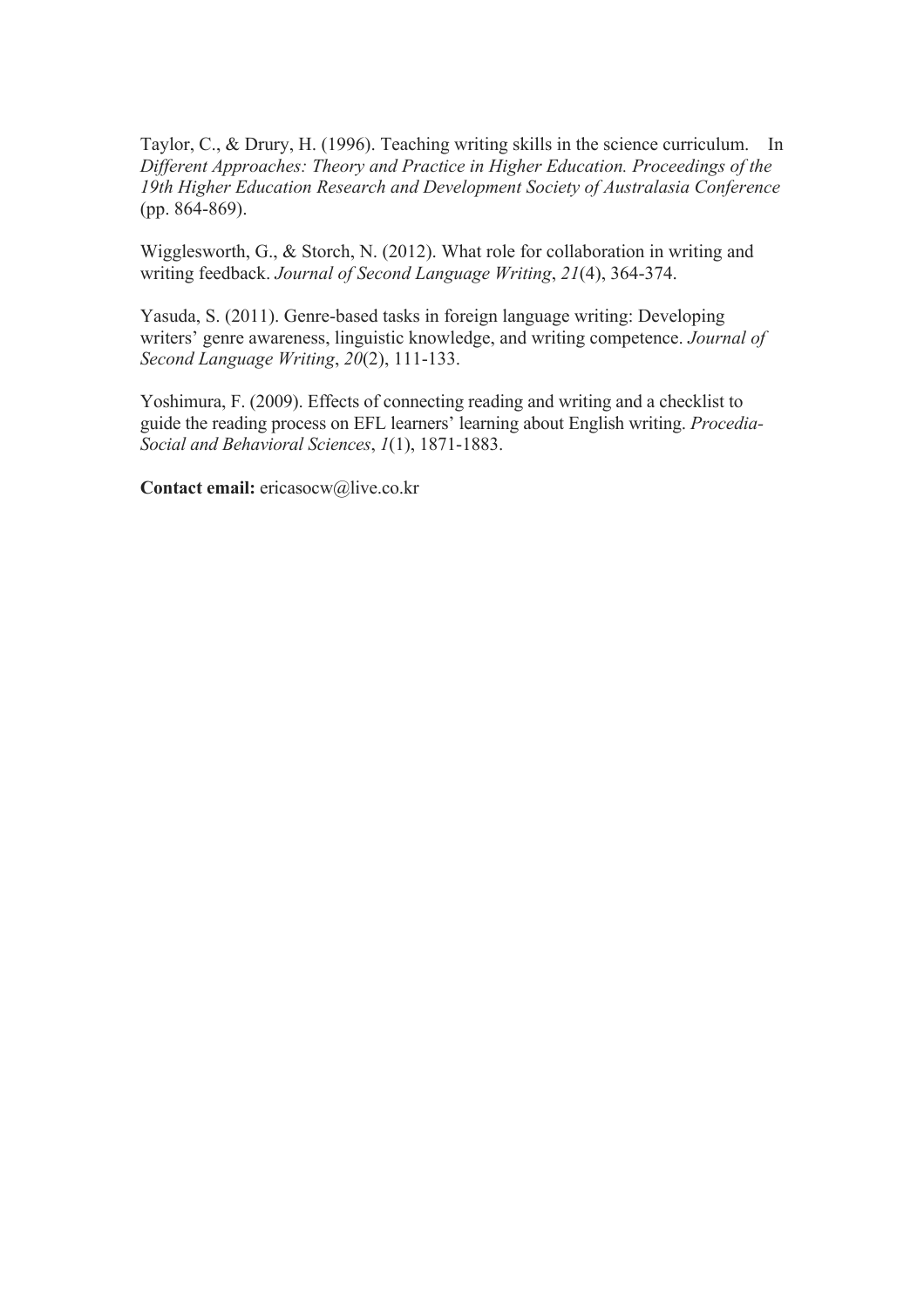Taylor, C., & Drury, H. (1996). Teaching writing skills in the science curriculum. In *Different Approaches: Theory and Practice in Higher Education. Proceedings of the 19th Higher Education Research and Development Society of Australasia Conference* (pp. 864-869).

Wigglesworth, G., & Storch, N. (2012). What role for collaboration in writing and writing feedback. *Journal of Second Language Writing*, *21*(4), 364-374.

Yasuda, S. (2011). Genre-based tasks in foreign language writing: Developing writers' genre awareness, linguistic knowledge, and writing competence. *Journal of Second Language Writing*, *20*(2), 111-133.

Yoshimura, F. (2009). Effects of connecting reading and writing and a checklist to guide the reading process on EFL learners' learning about English writing. *Procedia-Social and Behavioral Sciences*, *1*(1), 1871-1883.

**Contact email:** ericasocw@live.co.kr